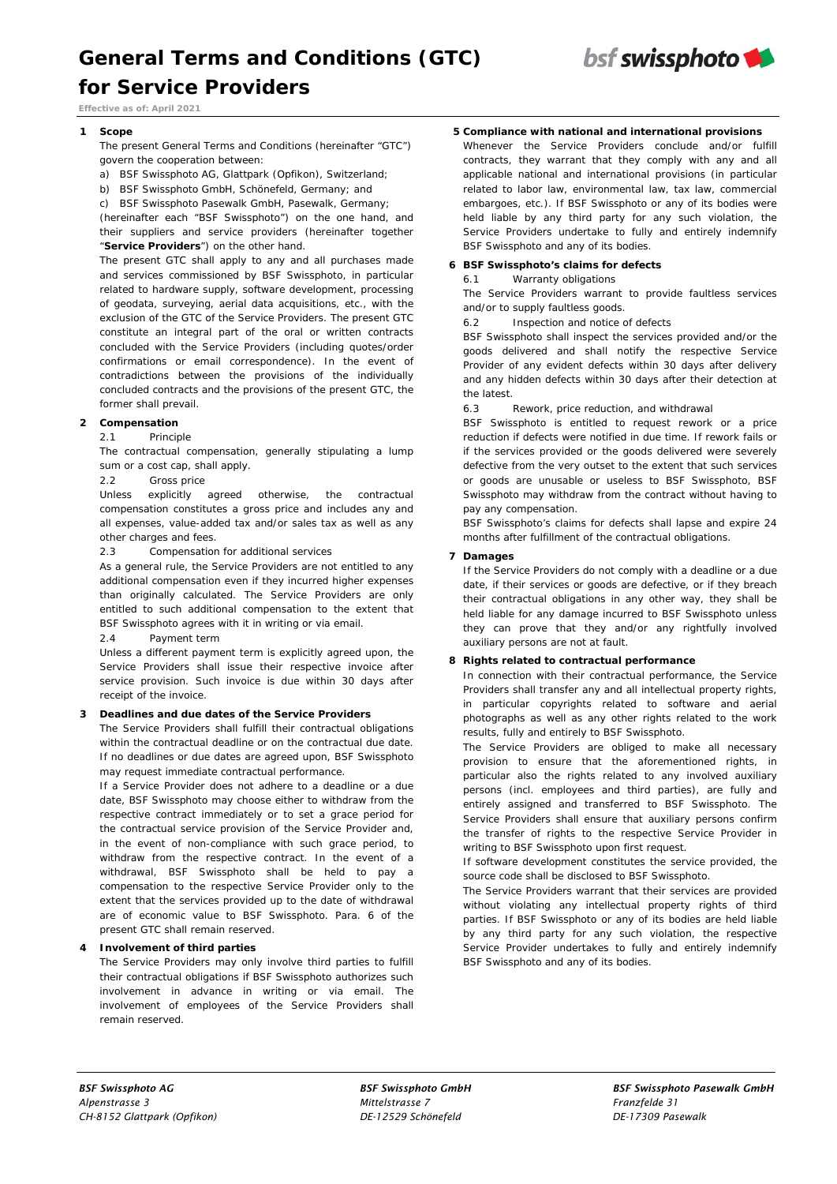# General Terms and Conditions (GTC) for Service Providers

**Effective as of: April 2021**

## 1 Scope

The present General Terms and Conditions (hereinafter "GTC") govern the cooperation between:

a) BSF Swissphoto AG, Glattpark (Opfikon), Switzerland;

b) BSF Swissphoto GmbH, Schönefeld, Germany; and

c) BSF Swissphoto Pasewalk GmbH, Pasewalk, Germany;

(hereinafter each "BSF Swissphoto") on the one hand, and their suppliers and service providers (hereinafter together "**Service Providers**") on the other hand.

The present GTC shall apply to any and all purchases made and services commissioned by BSF Swissphoto, in particular related to hardware supply, software development, processing of geodata, surveying, aerial data acquisitions, etc., with the exclusion of the GTC of the Service Providers. The present GTC constitute an integral part of the oral or written contracts concluded with the Service Providers (including quotes/order confirmations or email correspondence). In the event of contradictions between the provisions of the individually concluded contracts and the provisions of the present GTC, the former shall prevail.

## 2 Compensation

2.1 Principle

The contractual compensation, generally stipulating a lump sum or a cost cap, shall apply.

2.2 Gross price

Unless explicitly agreed otherwise, the contractual compensation constitutes a gross price and includes any and all expenses, value-added tax and/or sales tax as well as any other charges and fees.

2.3 Compensation for additional services

As a general rule, the Service Providers are not entitled to any additional compensation even if they incurred higher expenses than originally calculated. The Service Providers are only entitled to such additional compensation to the extent that BSF Swissphoto agrees with it in writing or via email.

2.4 Payment term

Unless a different payment term is explicitly agreed upon, the Service Providers shall issue their respective invoice after service provision. Such invoice is due within 30 days after receipt of the invoice.

## 3 Deadlines and due dates of the Service Providers

The Service Providers shall fulfill their contractual obligations within the contractual deadline or on the contractual due date. If no deadlines or due dates are agreed upon, BSF Swissphoto may request immediate contractual performance.

If a Service Provider does not adhere to a deadline or a due date, BSF Swissphoto may choose either to withdraw from the respective contract immediately or to set a grace period for the contractual service provision of the Service Provider and, in the event of non-compliance with such grace period, to withdraw from the respective contract. In the event of a withdrawal, BSF Swissphoto shall be held to pay a compensation to the respective Service Provider only to the extent that the services provided up to the date of withdrawal are of economic value to BSF Swissphoto. Para. 6 of the present GTC shall remain reserved.

## 4 Involvement of third parties

The Service Providers may only involve third parties to fulfill their contractual obligations if BSF Swissphoto authorizes such involvement in advance in writing or via email. The involvement of employees of the Service Providers shall remain reserved.

## 5 Compliance with national and international provisions

Whenever the Service Providers conclude and/or fulfill contracts, they warrant that they comply with any and all applicable national and international provisions (in particular related to labor law, environmental law, tax law, commercial embargoes, etc.). If BSF Swissphoto or any of its bodies were held liable by any third party for any such violation, the Service Providers undertake to fully and entirely indemnify BSF Swissphoto and any of its bodies.

## 6 BSF Swissphoto's claims for defects

6.1 Warranty obligations

The Service Providers warrant to provide faultless services and/or to supply faultless goods.

6.2 Inspection and notice of defects

BSF Swissphoto shall inspect the services provided and/or the goods delivered and shall notify the respective Service Provider of any evident defects within 30 days after delivery and any hidden defects within 30 days after their detection at the latest.

6.3 Rework, price reduction, and withdrawal

BSF Swissphoto is entitled to request rework or a price reduction if defects were notified in due time. If rework fails or if the services provided or the goods delivered were severely defective from the very outset to the extent that such services or goods are unusable or useless to BSF Swissphoto, BSF Swissphoto may withdraw from the contract without having to pay any compensation.

BSF Swissphoto's claims for defects shall lapse and expire 24 months after fulfillment of the contractual obligations.

## 7 Damages

If the Service Providers do not comply with a deadline or a due date, if their services or goods are defective, or if they breach their contractual obligations in any other way, they shall be held liable for any damage incurred to BSF Swissphoto unless they can prove that they and/or any rightfully involved auxiliary persons are not at fault.

## 8 Rights related to contractual performance

In connection with their contractual performance, the Service Providers shall transfer any and all intellectual property rights, in particular copyrights related to software and aerial photographs as well as any other rights related to the work results, fully and entirely to BSF Swissphoto.

The Service Providers are obliged to make all necessary provision to ensure that the aforementioned rights, in particular also the rights related to any involved auxiliary persons (incl. employees and third parties), are fully and entirely assigned and transferred to BSF Swissphoto. The Service Providers shall ensure that auxiliary persons confirm the transfer of rights to the respective Service Provider in writing to BSF Swissphoto upon first request.

If software development constitutes the service provided, the source code shall be disclosed to BSF Swissphoto.

The Service Providers warrant that their services are provided without violating any intellectual property rights of third parties. If BSF Swissphoto or any of its bodies are held liable by any third party for any such violation, the respective Service Provider undertakes to fully and entirely indemnify BSF Swissphoto and any of its bodies.

*BSF Swissphoto AG*
*Alpenstrasse 3*
*CH-8152 Glattpark (Opfikon)*

*BSF Swissphoto GmbH*
*Mittelstrasse 7*
*DE-12529 Schönefeld*

*BSF Swissphoto Pasewalk GmbH*
*Franzfelde 31*
*DE-17309 Pasewalk*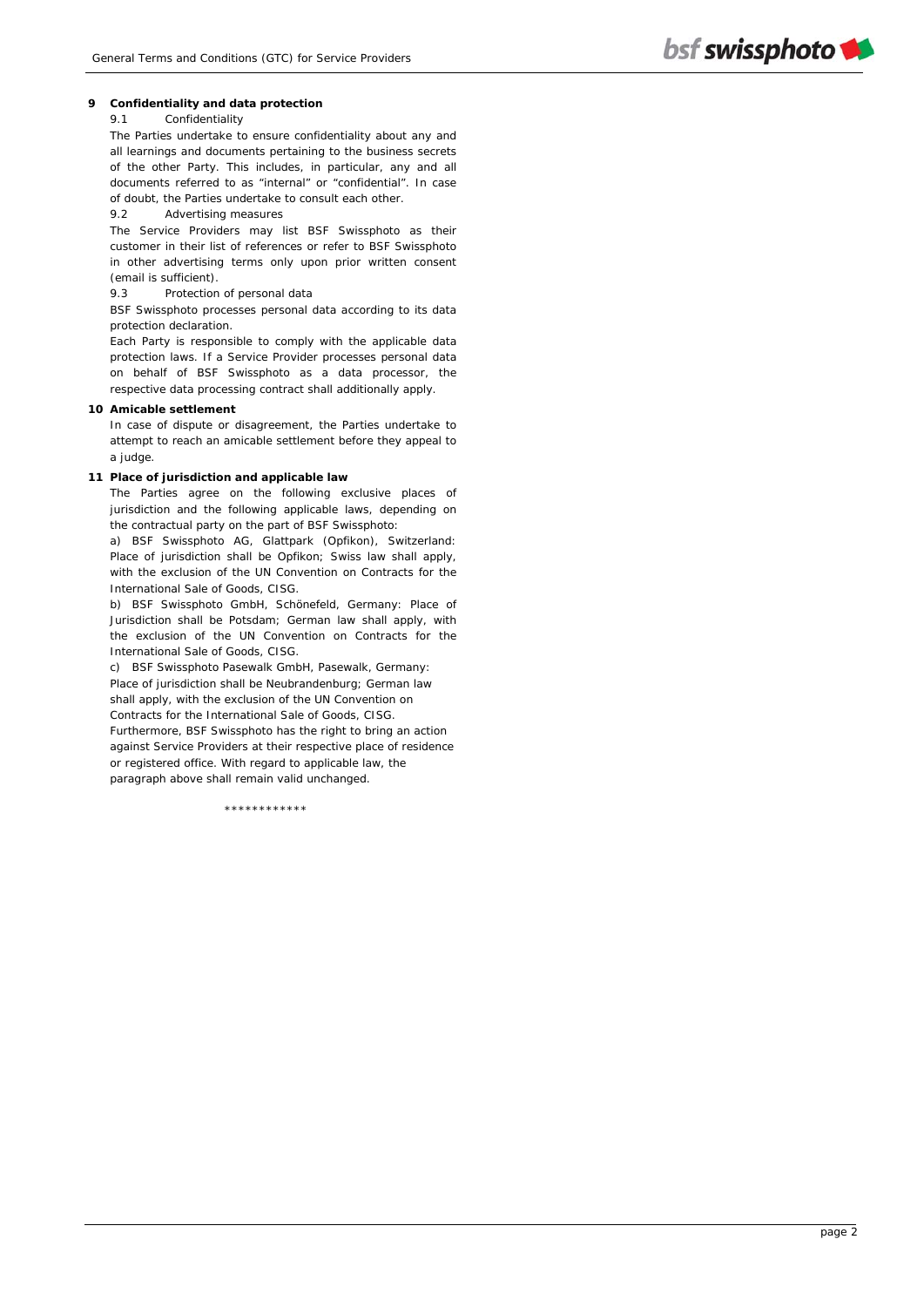## 9 Confidentiality and data protection

### 9.1 Confidentiality

The Parties undertake to ensure confidentiality about any and all learnings and documents pertaining to the business secrets of the other Party. This includes, in particular, any and all documents referred to as "internal" or "confidential". In case of doubt, the Parties undertake to consult each other.

### 9.2 Advertising measures

The Service Providers may list BSF Swissphoto as their customer in their list of references or refer to BSF Swissphoto in other advertising terms only upon prior written consent (email is sufficient).

### 9.3 Protection of personal data

BSF Swissphoto processes personal data according to its data protection declaration.

Each Party is responsible to comply with the applicable data protection laws. If a Service Provider processes personal data on behalf of BSF Swissphoto as a data processor, the respective data processing contract shall additionally apply.

## 10 Amicable settlement

In case of dispute or disagreement, the Parties undertake to attempt to reach an amicable settlement before they appeal to a judge.

## 11 Place of jurisdiction and applicable law

The Parties agree on the following exclusive places of jurisdiction and the following applicable laws, depending on the contractual party on the part of BSF Swissphoto:

a) BSF Swissphoto AG, Glattpark (Opfikon), Switzerland: Place of jurisdiction shall be Opfikon; Swiss law shall apply, with the exclusion of the UN Convention on Contracts for the International Sale of Goods, CISG.

b) BSF Swissphoto GmbH, Schönefeld, Germany: Place of Jurisdiction shall be Potsdam; German law shall apply, with the exclusion of the UN Convention on Contracts for the International Sale of Goods, CISG.

c) BSF Swissphoto Pasewalk GmbH, Pasewalk, Germany: Place of jurisdiction shall be Neubrandenburg; German law shall apply, with the exclusion of the UN Convention on Contracts for the International Sale of Goods, CISG.

Furthermore, BSF Swissphoto has the right to bring an action against Service Providers at their respective place of residence or registered office. With regard to applicable law, the paragraph above shall remain valid unchanged.

************